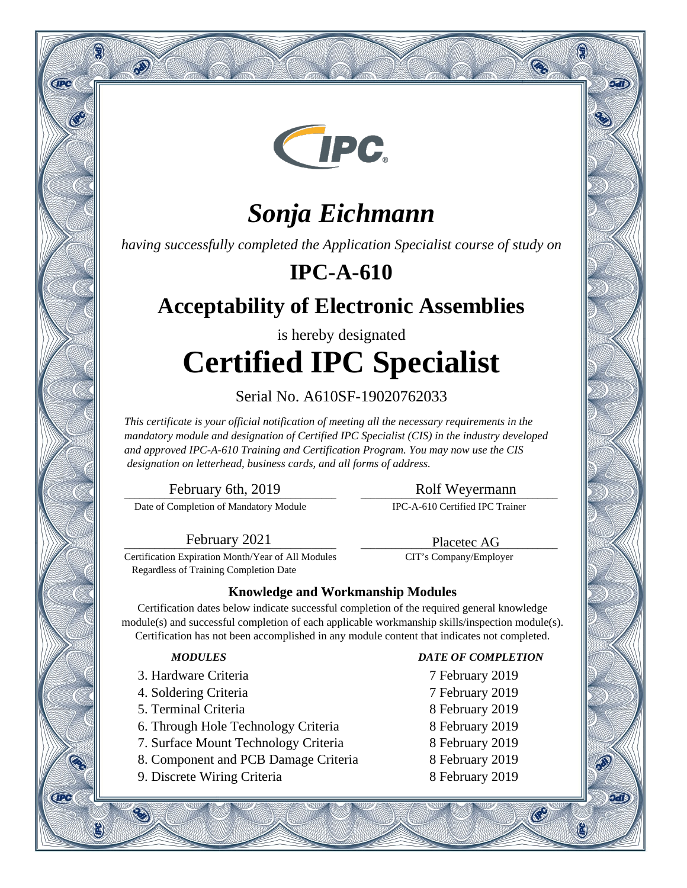IPC

# *Sonja Eichmann*

*having successfully completed the Application Specialist course of study on*

## IPC-A-610

## Acceptability of Electronic Assemblies

is hereby designated

# Certified IPC Specialist

Serial No. A610SF-19020762033

*This certificate is your official notification of meeting all the necessary requirements in the mandatory module and designation of Certified IPC Specialist (CIS) in the industry developed and approved IPC-A-610 Training and Certification Program. You may now use the CIS designation on letterhead, business cards, and all forms of address.*

February 6th, 2019
Date of Completion of Mandatory Module

Rolf Weyermann
IPC-A-610 Certified IPC Trainer

February 2021
Certification Expiration Month/Year of All Modules Regardless of Training Completion Date

Placetec AG
CIT's Company/Employer

**Knowledge and Workmanship Modules**

Certification dates below indicate successful completion of the required general knowledge module(s) and successful completion of each applicable workmanship skills/inspection module(s). Certification has not been accomplished in any module content that indicates not completed.

| *MODULES* | *DATE OF COMPLETION* |
|---|---|
| 3. Hardware Criteria | 7 February 2019 |
| 4. Soldering Criteria | 7 February 2019 |
| 5. Terminal Criteria | 8 February 2019 |
| 6. Through Hole Technology Criteria | 8 February 2019 |
| 7. Surface Mount Technology Criteria | 8 February 2019 |
| 8. Component and PCB Damage Criteria | 8 February 2019 |
| 9. Discrete Wiring Criteria | 8 February 2019 |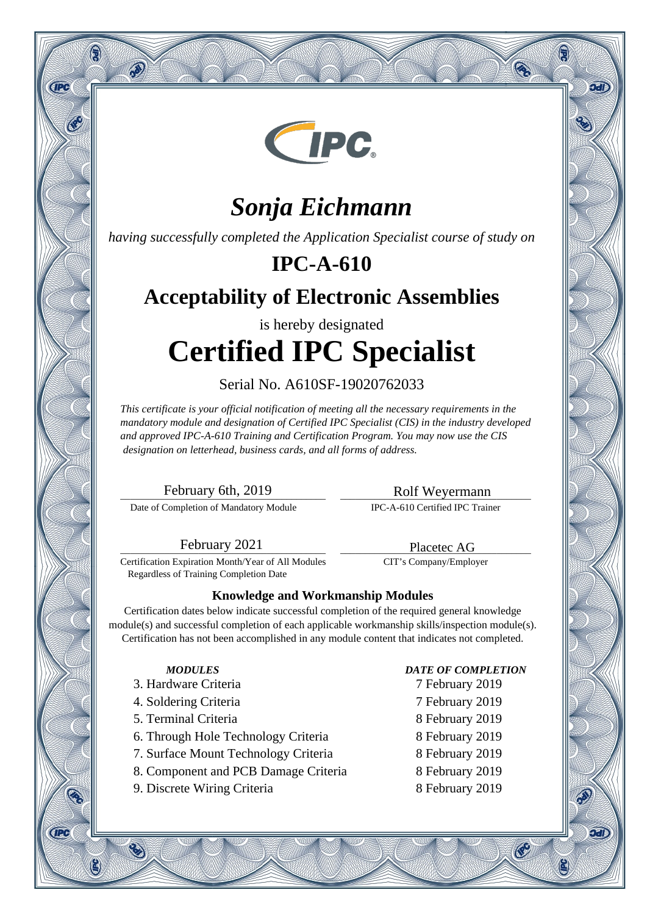IPC®

# *Sonja Eichmann*

*having successfully completed the Application Specialist course of study on*

## IPC-A-610

## Acceptability of Electronic Assemblies

is hereby designated

# Certified IPC Specialist

Serial No. A610SF-19020762033

*This certificate is your official notification of meeting all the necessary requirements in the mandatory module and designation of Certified IPC Specialist (CIS) in the industry developed and approved IPC-A-610 Training and Certification Program. You may now use the CIS designation on letterhead, business cards, and all forms of address.*

February 6th, 2019
Date of Completion of Mandatory Module

Rolf Weyermann
IPC-A-610 Certified IPC Trainer

February 2021
Certification Expiration Month/Year of All Modules Regardless of Training Completion Date

Placetec AG
CIT's Company/Employer

### Knowledge and Workmanship Modules

Certification dates below indicate successful completion of the required general knowledge module(s) and successful completion of each applicable workmanship skills/inspection module(s). Certification has not been accomplished in any module content that indicates not completed.

| *MODULES* | *DATE OF COMPLETION* |
|---|---|
| 3. Hardware Criteria | 7 February 2019 |
| 4. Soldering Criteria | 7 February 2019 |
| 5. Terminal Criteria | 8 February 2019 |
| 6. Through Hole Technology Criteria | 8 February 2019 |
| 7. Surface Mount Technology Criteria | 8 February 2019 |
| 8. Component and PCB Damage Criteria | 8 February 2019 |
| 9. Discrete Wiring Criteria | 8 February 2019 |